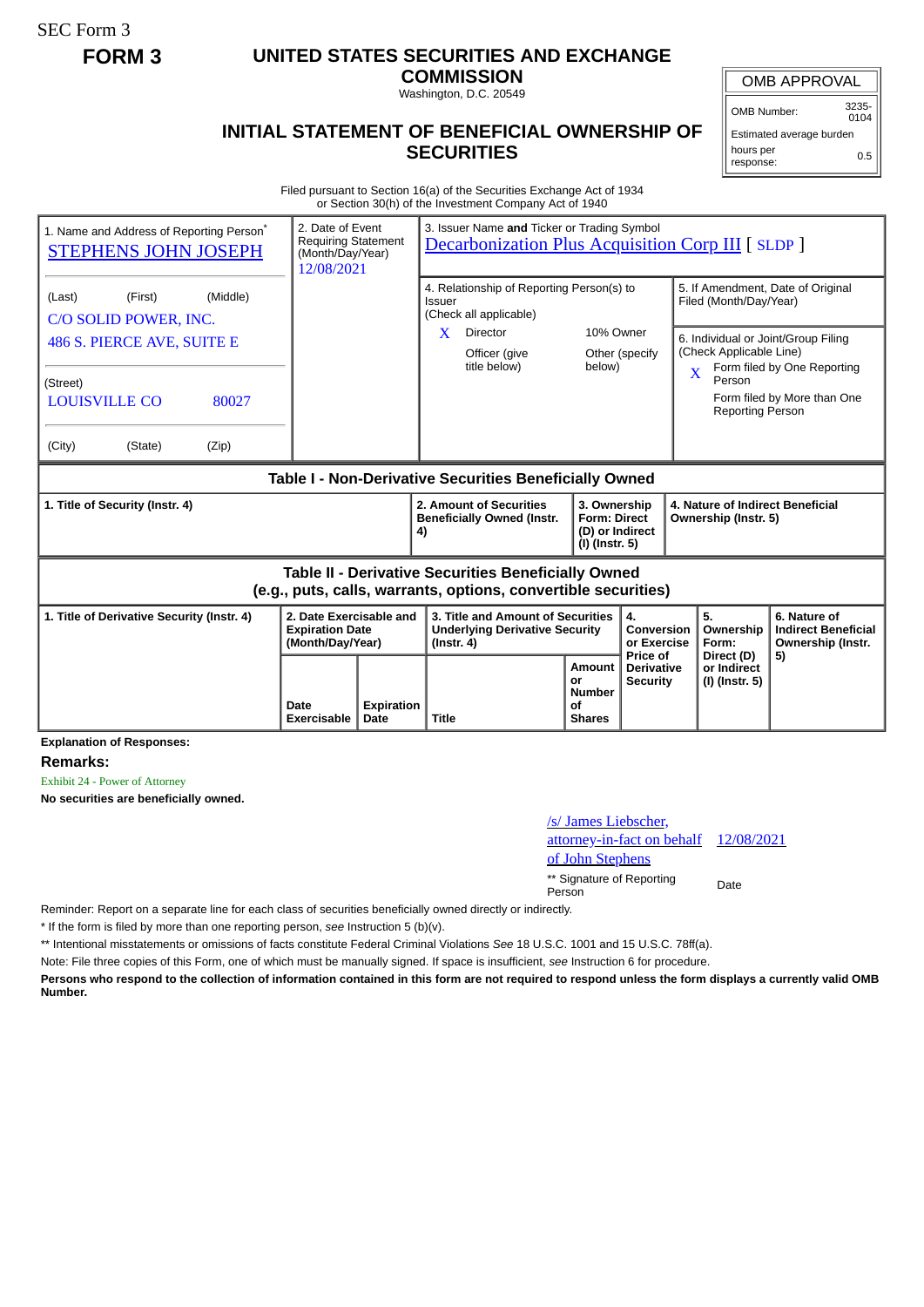SEC Form 3

**FORM 3**

# UNITED STATES SECURITIES AND EXCHANGE COMMISSION

Washington, D.C. 20549

## INITIAL STATEMENT OF BENEFICIAL OWNERSHIP OF SECURITIES

| OMB APPROVAL | |
|---|---|
| OMB Number: | 3235-0104 |
| Estimated average burden hours per response: | 0.5 |

Filed pursuant to Section 16(a) of the Securities Exchange Act of 1934
or Section 30(h) of the Investment Company Act of 1940

| 1. Name and Address of Reporting Person* | 2. Date of Event Requiring Statement (Month/Day/Year) | 3. Issuer Name **and** Ticker or Trading Symbol |
|---|---|---|
| STEPHENS JOHN JOSEPH | 12/08/2021 | Decarbonization Plus Acquisition Corp III [ SLDP ] |
| (Last) (First) (Middle)<br>C/O SOLID POWER, INC.<br>486 S. PIERCE AVE, SUITE E | | 4. Relationship of Reporting Person(s) to Issuer (Check all applicable)<br>X Director<br>10% Owner<br>Officer (give title below)<br>Other (specify below) |
| (Street)<br>LOUISVILLE CO 80027 | | 5. If Amendment, Date of Original Filed (Month/Day/Year) |
| (City) (State) (Zip) | | 6. Individual or Joint/Group Filing (Check Applicable Line)<br>X Form filed by One Reporting Person<br>Form filed by More than One Reporting Person |

**Table I - Non-Derivative Securities Beneficially Owned**

| 1. Title of Security (Instr. 4) | 2. Amount of Securities Beneficially Owned (Instr. 4) | 3. Ownership Form: Direct (D) or Indirect (I) (Instr. 5) | 4. Nature of Indirect Beneficial Ownership (Instr. 5) |
|---|---|---|---|

**Table II - Derivative Securities Beneficially Owned (e.g., puts, calls, warrants, options, convertible securities)**

| 1. Title of Derivative Security (Instr. 4) | 2. Date Exercisable and Expiration Date (Month/Day/Year) | | 3. Title and Amount of Securities Underlying Derivative Security (Instr. 4) | | 4. Conversion or Exercise Price of Derivative Security | 5. Ownership Form: Direct (D) or Indirect (I) (Instr. 5) | 6. Nature of Indirect Beneficial Ownership (Instr. 5) |
|---|---|---|---|---|---|---|---|
| | Date Exercisable | Expiration Date | Title | Amount or Number of Shares | | | |

**Explanation of Responses:**

**Remarks:**

Exhibit 24 - Power of Attorney

**No securities are beneficially owned.**

| /s/ James Liebscher, attorney-in-fact on behalf of John Stephens | 12/08/2021 |
|---|---|
| ** Signature of Reporting Person | Date |

Reminder: Report on a separate line for each class of securities beneficially owned directly or indirectly.

\* If the form is filed by more than one reporting person, *see* Instruction 5 (b)(v).

** Intentional misstatements or omissions of facts constitute Federal Criminal Violations *See* 18 U.S.C. 1001 and 15 U.S.C. 78ff(a).

Note: File three copies of this Form, one of which must be manually signed. If space is insufficient, *see* Instruction 6 for procedure.

**Persons who respond to the collection of information contained in this form are not required to respond unless the form displays a currently valid OMB Number.**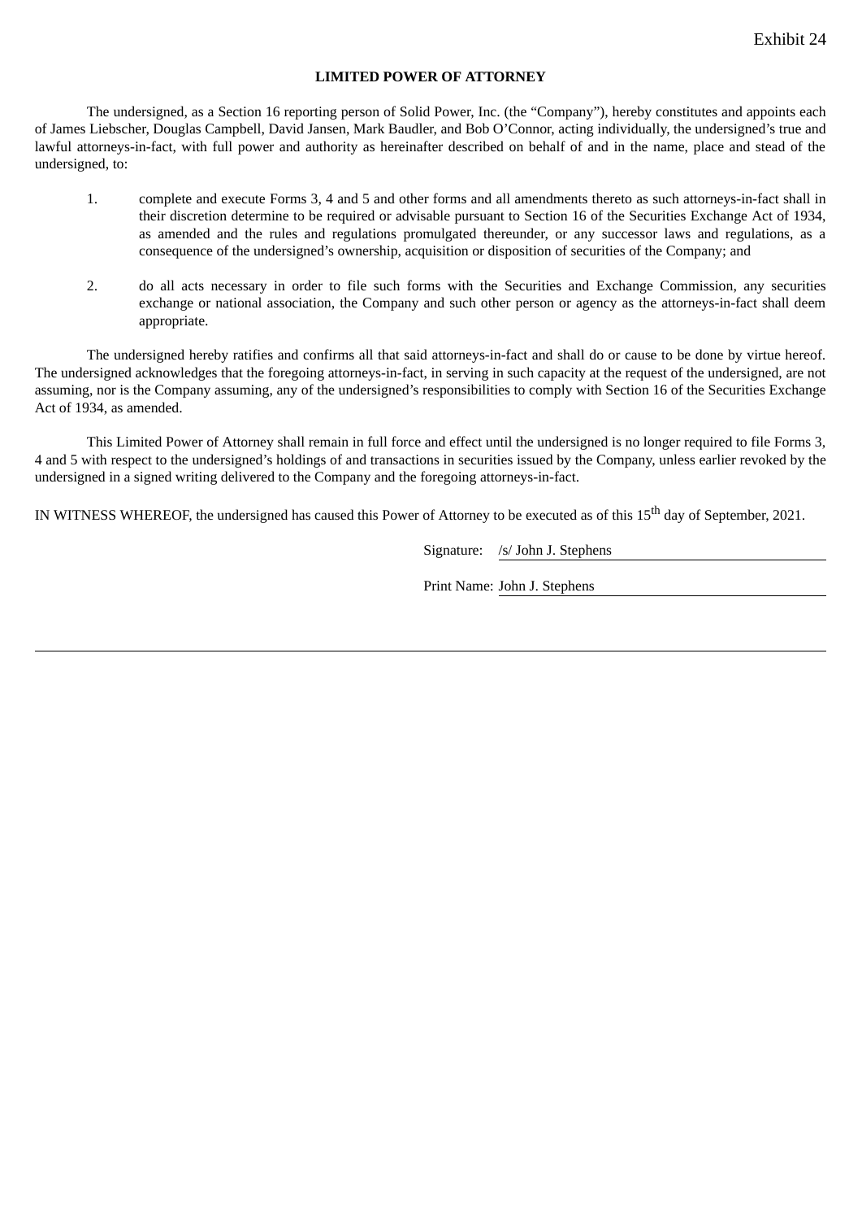Exhibit 24

**LIMITED POWER OF ATTORNEY**

The undersigned, as a Section 16 reporting person of Solid Power, Inc. (the "Company"), hereby constitutes and appoints each of James Liebscher, Douglas Campbell, David Jansen, Mark Baudler, and Bob O'Connor, acting individually, the undersigned's true and lawful attorneys-in-fact, with full power and authority as hereinafter described on behalf of and in the name, place and stead of the undersigned, to:

1. complete and execute Forms 3, 4 and 5 and other forms and all amendments thereto as such attorneys-in-fact shall in their discretion determine to be required or advisable pursuant to Section 16 of the Securities Exchange Act of 1934, as amended and the rules and regulations promulgated thereunder, or any successor laws and regulations, as a consequence of the undersigned's ownership, acquisition or disposition of securities of the Company; and

2. do all acts necessary in order to file such forms with the Securities and Exchange Commission, any securities exchange or national association, the Company and such other person or agency as the attorneys-in-fact shall deem appropriate.

The undersigned hereby ratifies and confirms all that said attorneys-in-fact and shall do or cause to be done by virtue hereof. The undersigned acknowledges that the foregoing attorneys-in-fact, in serving in such capacity at the request of the undersigned, are not assuming, nor is the Company assuming, any of the undersigned's responsibilities to comply with Section 16 of the Securities Exchange Act of 1934, as amended.

This Limited Power of Attorney shall remain in full force and effect until the undersigned is no longer required to file Forms 3, 4 and 5 with respect to the undersigned's holdings of and transactions in securities issued by the Company, unless earlier revoked by the undersigned in a signed writing delivered to the Company and the foregoing attorneys-in-fact.

IN WITNESS WHEREOF, the undersigned has caused this Power of Attorney to be executed as of this 15th day of September, 2021.

Signature: /s/ John J. Stephens

Print Name: John J. Stephens